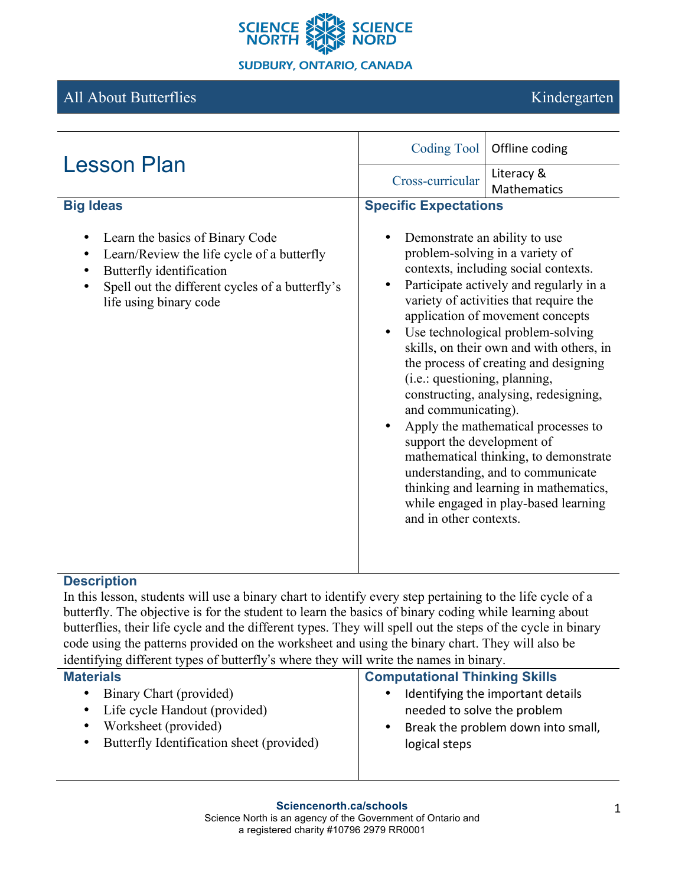SCIENCE NORTH SCIENCE NORD
SUDBURY, ONTARIO, CANADA

# All About Butterflies — Kindergarten

## Lesson Plan

| | |
|---|---|
| Coding Tool | Offline coding |
| Cross-curricular | Literacy & Mathematics |

### Big Ideas

- Learn the basics of Binary Code
- Learn/Review the life cycle of a butterfly
- Butterfly identification
- Spell out the different cycles of a butterfly's life using binary code

### Specific Expectations

- Demonstrate an ability to use problem-solving in a variety of contexts, including social contexts.
- Participate actively and regularly in a variety of activities that require the application of movement concepts
- Use technological problem-solving skills, on their own and with others, in the process of creating and designing (i.e.: questioning, planning, constructing, analysing, redesigning, and communicating).
- Apply the mathematical processes to support the development of mathematical thinking, to demonstrate understanding, and to communicate thinking and learning in mathematics, while engaged in play-based learning and in other contexts.

### Description

In this lesson, students will use a binary chart to identify every step pertaining to the life cycle of a butterfly. The objective is for the student to learn the basics of binary coding while learning about butterflies, their life cycle and the different types. They will spell out the steps of the cycle in binary code using the patterns provided on the worksheet and using the binary chart. They will also be identifying different types of butterfly's where they will write the names in binary.

### Materials

- Binary Chart (provided)
- Life cycle Handout (provided)
- Worksheet (provided)
- Butterfly Identification sheet (provided)

### Computational Thinking Skills

- Identifying the important details needed to solve the problem
- Break the problem down into small, logical steps

**Sciencenorth.ca/schools**
Science North is an agency of the Government of Ontario and a registered charity #10796 2979 RR0001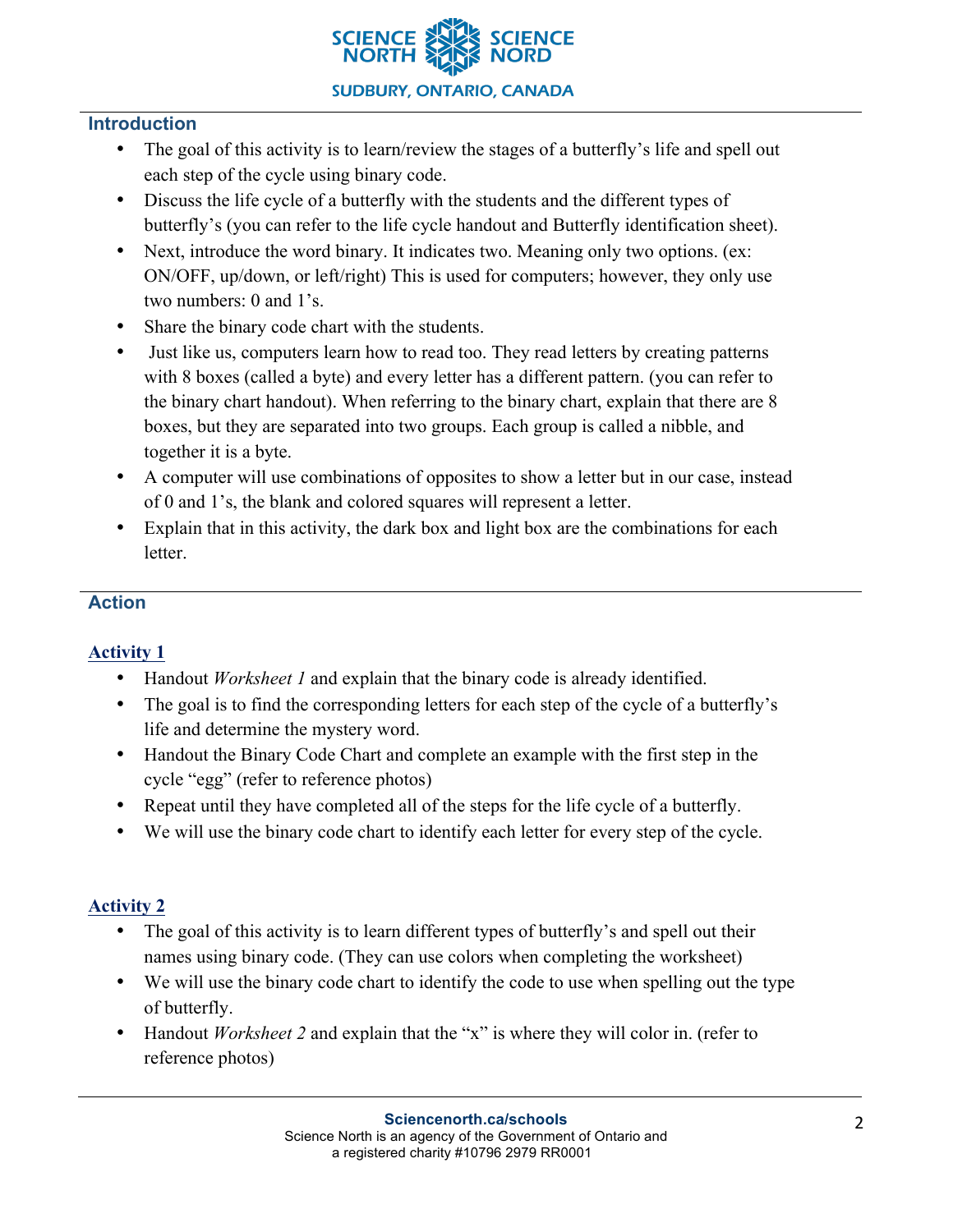## Introduction

- The goal of this activity is to learn/review the stages of a butterfly's life and spell out each step of the cycle using binary code.
- Discuss the life cycle of a butterfly with the students and the different types of butterfly's (you can refer to the life cycle handout and Butterfly identification sheet).
- Next, introduce the word binary. It indicates two. Meaning only two options. (ex: ON/OFF, up/down, or left/right) This is used for computers; however, they only use two numbers: 0 and 1's.
- Share the binary code chart with the students.
- Just like us, computers learn how to read too. They read letters by creating patterns with 8 boxes (called a byte) and every letter has a different pattern. (you can refer to the binary chart handout). When referring to the binary chart, explain that there are 8 boxes, but they are separated into two groups. Each group is called a nibble, and together it is a byte.
- A computer will use combinations of opposites to show a letter but in our case, instead of 0 and 1's, the blank and colored squares will represent a letter.
- Explain that in this activity, the dark box and light box are the combinations for each letter.

## Action

### Activity 1

- Handout *Worksheet 1* and explain that the binary code is already identified.
- The goal is to find the corresponding letters for each step of the cycle of a butterfly's life and determine the mystery word.
- Handout the Binary Code Chart and complete an example with the first step in the cycle "egg" (refer to reference photos)
- Repeat until they have completed all of the steps for the life cycle of a butterfly.
- We will use the binary code chart to identify each letter for every step of the cycle.

### Activity 2

- The goal of this activity is to learn different types of butterfly's and spell out their names using binary code. (They can use colors when completing the worksheet)
- We will use the binary code chart to identify the code to use when spelling out the type of butterfly.
- Handout *Worksheet 2* and explain that the "x" is where they will color in. (refer to reference photos)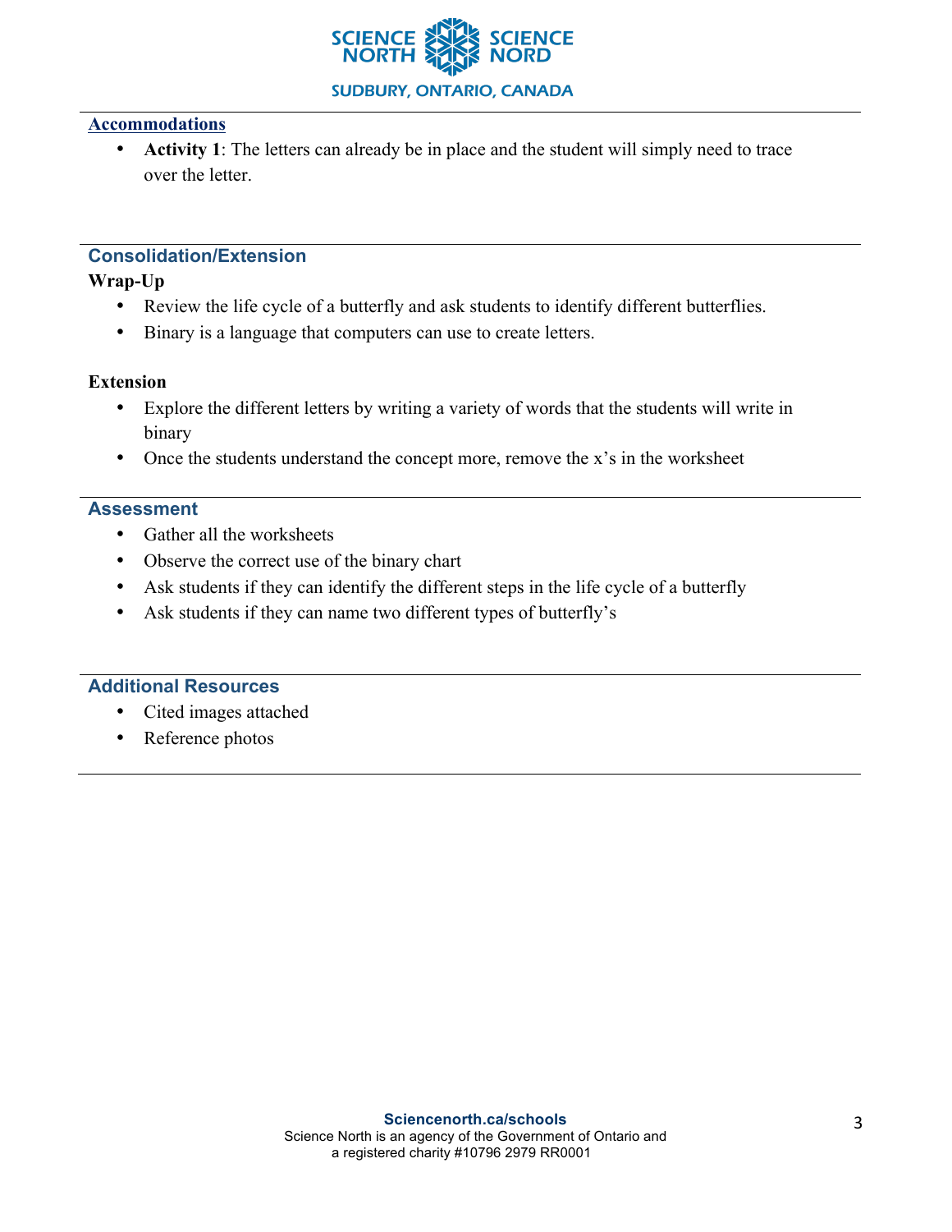## Accommodations

- **Activity 1**: The letters can already be in place and the student will simply need to trace over the letter.

## Consolidation/Extension

**Wrap-Up**

- Review the life cycle of a butterfly and ask students to identify different butterflies.
- Binary is a language that computers can use to create letters.

**Extension**

- Explore the different letters by writing a variety of words that the students will write in binary
- Once the students understand the concept more, remove the x's in the worksheet

## Assessment

- Gather all the worksheets
- Observe the correct use of the binary chart
- Ask students if they can identify the different steps in the life cycle of a butterfly
- Ask students if they can name two different types of butterfly's

## Additional Resources

- Cited images attached
- Reference photos